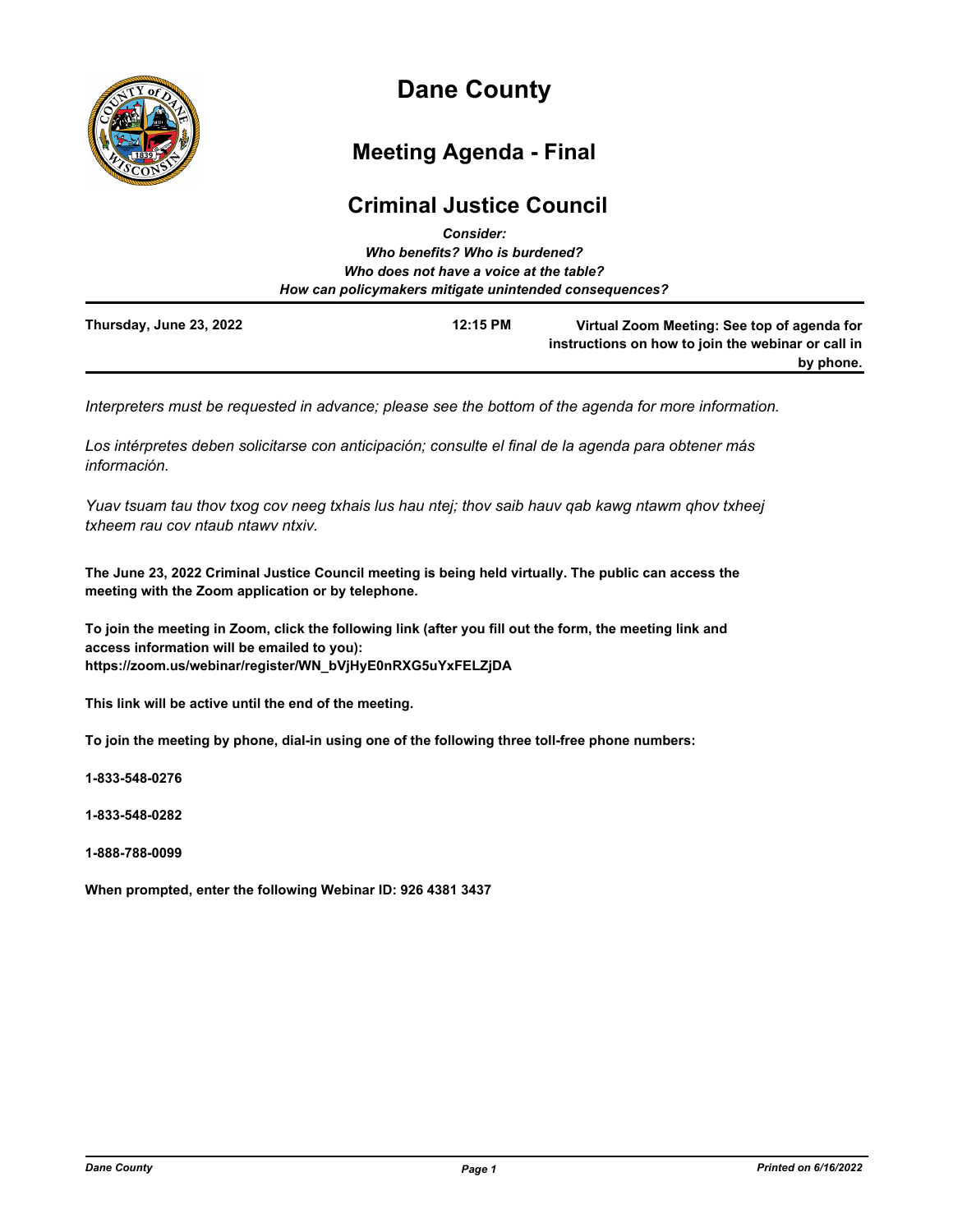# Dane County

## Meeting Agenda - Final

## Criminal Justice Council

***Consider:***
***Who benefits? Who is burdened?***
***Who does not have a voice at the table?***
***How can policymakers mitigate unintended consequences?***

**Thursday, June 23, 2022** **12:15 PM** **Virtual Zoom Meeting: See top of agenda for instructions on how to join the webinar or call in by phone.**

*Interpreters must be requested in advance; please see the bottom of the agenda for more information.*

*Los intérpretes deben solicitarse con anticipación; consulte el final de la agenda para obtener más información.*

*Yuav tsuam tau thov txog cov neeg txhais lus hau ntej; thov saib hauv qab kawg ntawm qhov txheej txheem rau cov ntaub ntawv ntxiv.*

**The June 23, 2022 Criminal Justice Council meeting is being held virtually. The public can access the meeting with the Zoom application or by telephone.**

**To join the meeting in Zoom, click the following link (after you fill out the form, the meeting link and access information will be emailed to you):**
**https://zoom.us/webinar/register/WN_bVjHyE0nRXG5uYxFELZjDA**

**This link will be active until the end of the meeting.**

**To join the meeting by phone, dial-in using one of the following three toll-free phone numbers:**

**1-833-548-0276**

**1-833-548-0282**

**1-888-788-0099**

**When prompted, enter the following Webinar ID: 926 4381 3437**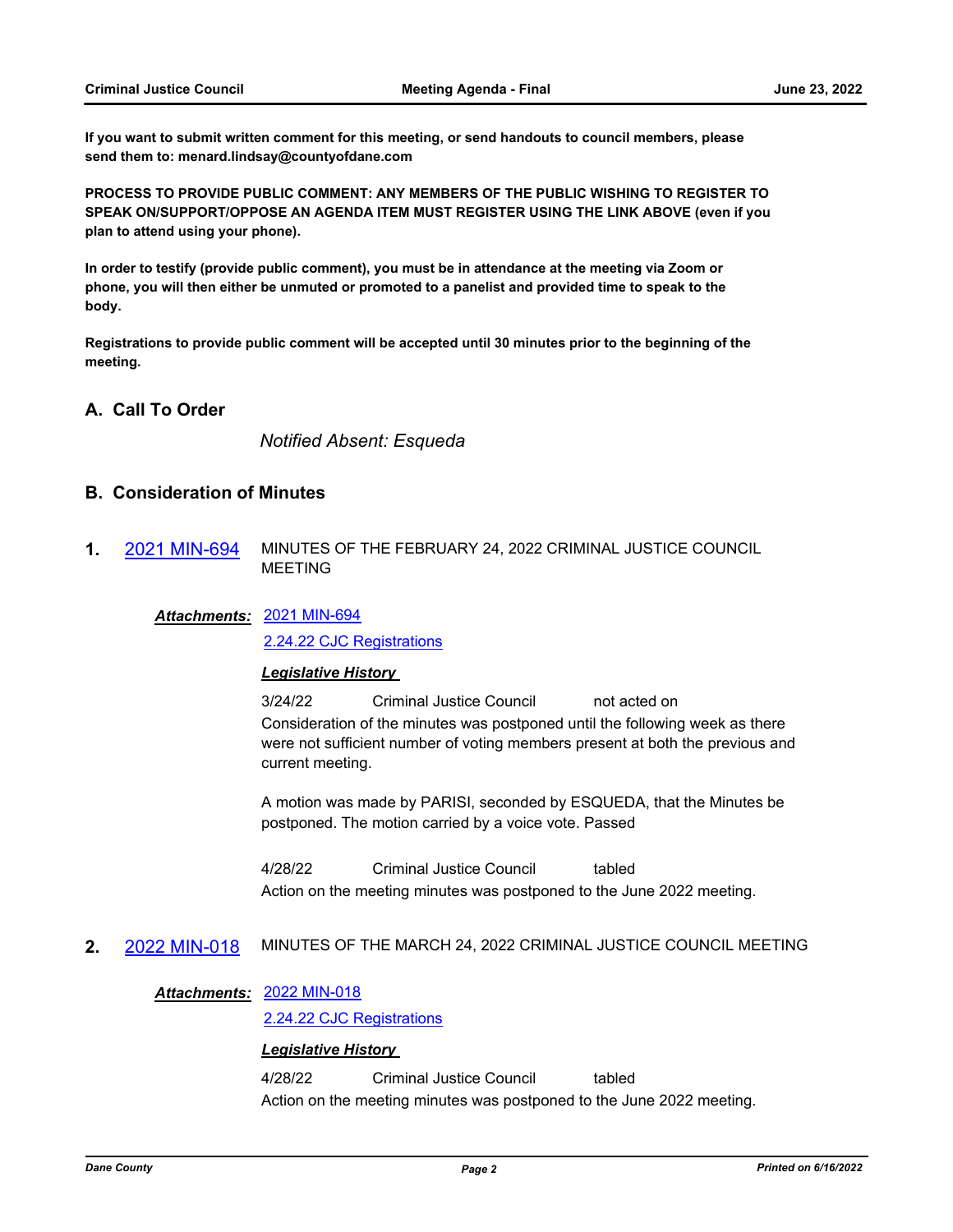**If you want to submit written comment for this meeting, or send handouts to council members, please send them to: menard.lindsay@countyofdane.com**

**PROCESS TO PROVIDE PUBLIC COMMENT: ANY MEMBERS OF THE PUBLIC WISHING TO REGISTER TO SPEAK ON/SUPPORT/OPPOSE AN AGENDA ITEM MUST REGISTER USING THE LINK ABOVE (even if you plan to attend using your phone).**

**In order to testify (provide public comment), you must be in attendance at the meeting via Zoom or phone, you will then either be unmuted or promoted to a panelist and provided time to speak to the body.**

**Registrations to provide public comment will be accepted until 30 minutes prior to the beginning of the meeting.**

## A. Call To Order

*Notified Absent: Esqueda*

## B. Consideration of Minutes

**1.** 2021 MIN-694 MINUTES OF THE FEBRUARY 24, 2022 CRIMINAL JUSTICE COUNCIL MEETING

***Attachments:*** 2021 MIN-694
2.24.22 CJC Registrations

***Legislative History***

3/24/22 Criminal Justice Council not acted on
Consideration of the minutes was postponed until the following week as there were not sufficient number of voting members present at both the previous and current meeting.

A motion was made by PARISI, seconded by ESQUEDA, that the Minutes be postponed. The motion carried by a voice vote. Passed

4/28/22 Criminal Justice Council tabled
Action on the meeting minutes was postponed to the June 2022 meeting.

**2.** 2022 MIN-018 MINUTES OF THE MARCH 24, 2022 CRIMINAL JUSTICE COUNCIL MEETING

***Attachments:*** 2022 MIN-018
2.24.22 CJC Registrations

***Legislative History***

4/28/22 Criminal Justice Council tabled
Action on the meeting minutes was postponed to the June 2022 meeting.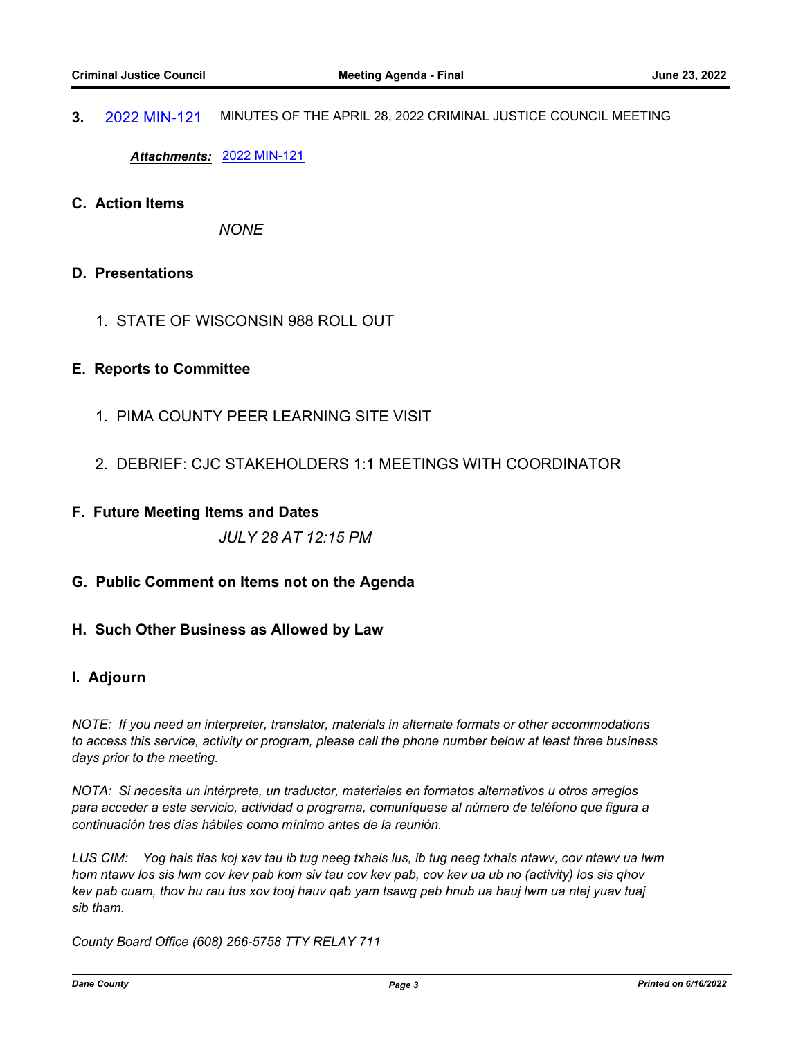**3.** 2022 MIN-121 MINUTES OF THE APRIL 28, 2022 CRIMINAL JUSTICE COUNCIL MEETING

***Attachments:*** 2022 MIN-121

## C. Action Items

*NONE*

## D. Presentations

1. STATE OF WISCONSIN 988 ROLL OUT

## E. Reports to Committee

1. PIMA COUNTY PEER LEARNING SITE VISIT
2. DEBRIEF: CJC STAKEHOLDERS 1:1 MEETINGS WITH COORDINATOR

## F. Future Meeting Items and Dates

*JULY 28 AT 12:15 PM*

## G. Public Comment on Items not on the Agenda

## H. Such Other Business as Allowed by Law

## I. Adjourn

*NOTE: If you need an interpreter, translator, materials in alternate formats or other accommodations to access this service, activity or program, please call the phone number below at least three business days prior to the meeting.*

*NOTA: Si necesita un intérprete, un traductor, materiales en formatos alternativos u otros arreglos para acceder a este servicio, actividad o programa, comuníquese al número de teléfono que figura a continuación tres días hábiles como mínimo antes de la reunión.*

*LUS CIM: Yog hais tias koj xav tau ib tug neeg txhais lus, ib tug neeg txhais ntawv, cov ntawv ua lwm hom ntawv los sis lwm cov kev pab kom siv tau cov kev pab, cov kev ua ub no (activity) los sis qhov kev pab cuam, thov hu rau tus xov tooj hauv qab yam tsawg peb hnub ua hauj lwm ua ntej yuav tuaj sib tham.*

*County Board Office (608) 266-5758 TTY RELAY 711*